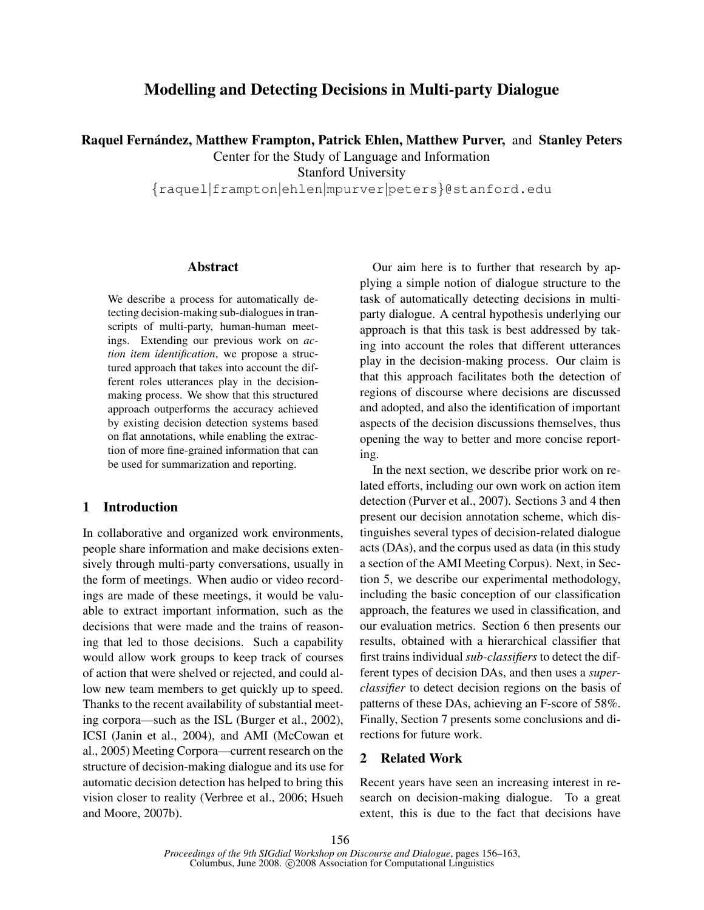# Modelling and Detecting Decisions in Multi-party Dialogue

**Raquel Fernández, Matthew Frampton, Patrick Ehlen, Matthew Purver,** and **Stanley Peters**
Center for the Study of Language and Information
Stanford University
{raquel|frampton|ehlen|mpurver|peters}@stanford.edu

## Abstract

We describe a process for automatically detecting decision-making sub-dialogues in transcripts of multi-party, human-human meetings. Extending our previous work on *action item identification*, we propose a structured approach that takes into account the different roles utterances play in the decision-making process. We show that this structured approach outperforms the accuracy achieved by existing decision detection systems based on flat annotations, while enabling the extraction of more fine-grained information that can be used for summarization and reporting.

## 1 Introduction

In collaborative and organized work environments, people share information and make decisions extensively through multi-party conversations, usually in the form of meetings. When audio or video recordings are made of these meetings, it would be valuable to extract important information, such as the decisions that were made and the trains of reasoning that led to those decisions. Such a capability would allow work groups to keep track of courses of action that were shelved or rejected, and could allow new team members to get quickly up to speed. Thanks to the recent availability of substantial meeting corpora—such as the ISL (Burger et al., 2002), ICSI (Janin et al., 2004), and AMI (McCowan et al., 2005) Meeting Corpora—current research on the structure of decision-making dialogue and its use for automatic decision detection has helped to bring this vision closer to reality (Verbree et al., 2006; Hsueh and Moore, 2007b).

Our aim here is to further that research by applying a simple notion of dialogue structure to the task of automatically detecting decisions in multi-party dialogue. A central hypothesis underlying our approach is that this task is best addressed by taking into account the roles that different utterances play in the decision-making process. Our claim is that this approach facilitates both the detection of regions of discourse where decisions are discussed and adopted, and also the identification of important aspects of the decision discussions themselves, thus opening the way to better and more concise reporting.

In the next section, we describe prior work on related efforts, including our own work on action item detection (Purver et al., 2007). Sections 3 and 4 then present our decision annotation scheme, which distinguishes several types of decision-related dialogue acts (DAs), and the corpus used as data (in this study a section of the AMI Meeting Corpus). Next, in Section 5, we describe our experimental methodology, including the basic conception of our classification approach, the features we used in classification, and our evaluation metrics. Section 6 then presents our results, obtained with a hierarchical classifier that first trains individual *sub-classifiers* to detect the different types of decision DAs, and then uses a *super-classifier* to detect decision regions on the basis of patterns of these DAs, achieving an F-score of 58%. Finally, Section 7 presents some conclusions and directions for future work.

## 2 Related Work

Recent years have seen an increasing interest in research on decision-making dialogue. To a great extent, this is due to the fact that decisions have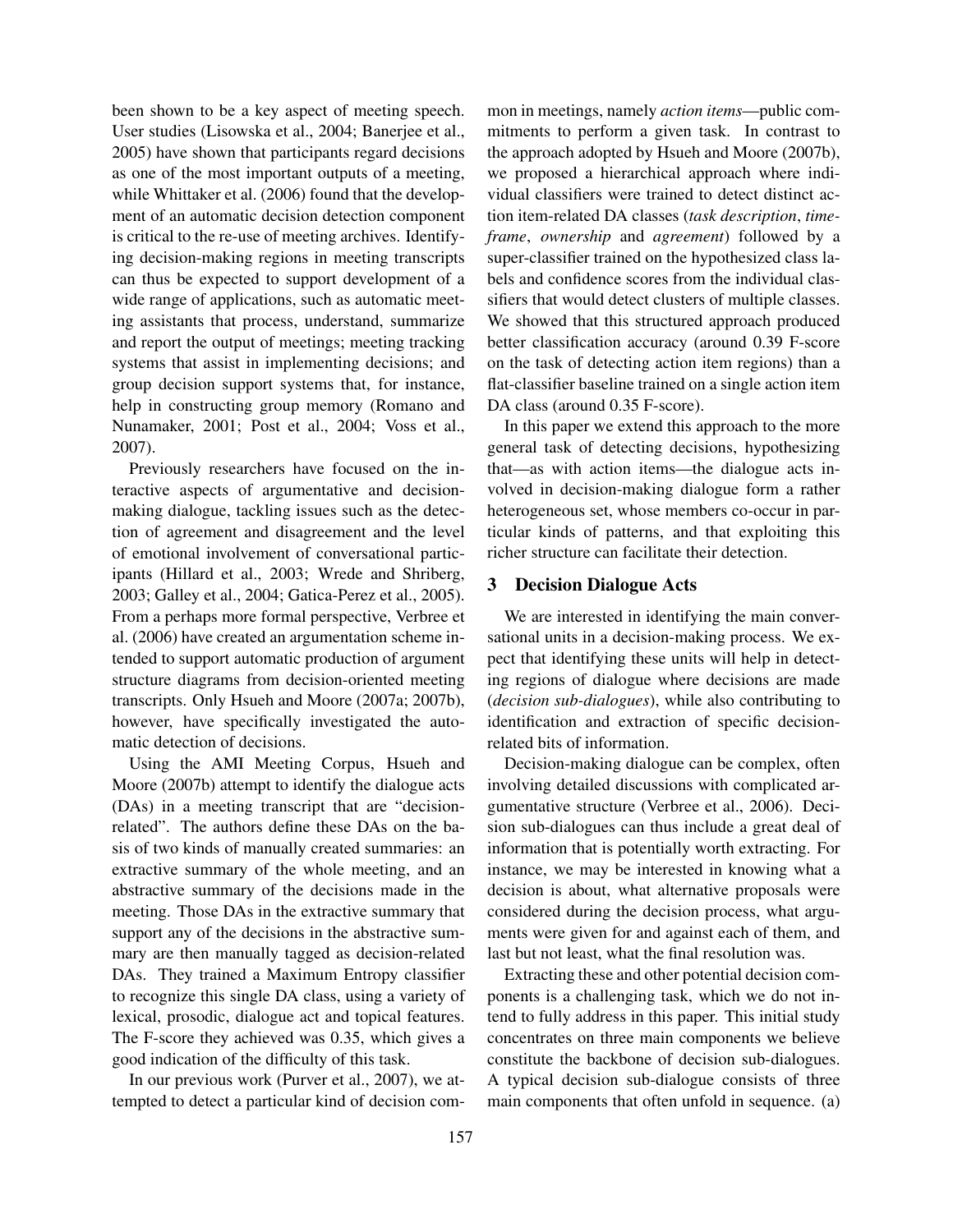been shown to be a key aspect of meeting speech. User studies (Lisowska et al., 2004; Banerjee et al., 2005) have shown that participants regard decisions as one of the most important outputs of a meeting, while Whittaker et al. (2006) found that the development of an automatic decision detection component is critical to the re-use of meeting archives. Identifying decision-making regions in meeting transcripts can thus be expected to support development of a wide range of applications, such as automatic meeting assistants that process, understand, summarize and report the output of meetings; meeting tracking systems that assist in implementing decisions; and group decision support systems that, for instance, help in constructing group memory (Romano and Nunamaker, 2001; Post et al., 2004; Voss et al., 2007).

Previously researchers have focused on the interactive aspects of argumentative and decision-making dialogue, tackling issues such as the detection of agreement and disagreement and the level of emotional involvement of conversational participants (Hillard et al., 2003; Wrede and Shriberg, 2003; Galley et al., 2004; Gatica-Perez et al., 2005). From a perhaps more formal perspective, Verbree et al. (2006) have created an argumentation scheme intended to support automatic production of argument structure diagrams from decision-oriented meeting transcripts. Only Hsueh and Moore (2007a; 2007b), however, have specifically investigated the automatic detection of decisions.

Using the AMI Meeting Corpus, Hsueh and Moore (2007b) attempt to identify the dialogue acts (DAs) in a meeting transcript that are "decision-related". The authors define these DAs on the basis of two kinds of manually created summaries: an extractive summary of the whole meeting, and an abstractive summary of the decisions made in the meeting. Those DAs in the extractive summary that support any of the decisions in the abstractive summary are then manually tagged as decision-related DAs. They trained a Maximum Entropy classifier to recognize this single DA class, using a variety of lexical, prosodic, dialogue act and topical features. The F-score they achieved was 0.35, which gives a good indication of the difficulty of this task.

In our previous work (Purver et al., 2007), we attempted to detect a particular kind of decision common in meetings, namely *action items*—public commitments to perform a given task. In contrast to the approach adopted by Hsueh and Moore (2007b), we proposed a hierarchical approach where individual classifiers were trained to detect distinct action item-related DA classes (*task description*, *timeframe*, *ownership* and *agreement*) followed by a super-classifier trained on the hypothesized class labels and confidence scores from the individual classifiers that would detect clusters of multiple classes. We showed that this structured approach produced better classification accuracy (around 0.39 F-score on the task of detecting action item regions) than a flat-classifier baseline trained on a single action item DA class (around 0.35 F-score).

In this paper we extend this approach to the more general task of detecting decisions, hypothesizing that—as with action items—the dialogue acts involved in decision-making dialogue form a rather heterogeneous set, whose members co-occur in particular kinds of patterns, and that exploiting this richer structure can facilitate their detection.

## 3 Decision Dialogue Acts

We are interested in identifying the main conversational units in a decision-making process. We expect that identifying these units will help in detecting regions of dialogue where decisions are made (*decision sub-dialogues*), while also contributing to identification and extraction of specific decision-related bits of information.

Decision-making dialogue can be complex, often involving detailed discussions with complicated argumentative structure (Verbree et al., 2006). Decision sub-dialogues can thus include a great deal of information that is potentially worth extracting. For instance, we may be interested in knowing what a decision is about, what alternative proposals were considered during the decision process, what arguments were given for and against each of them, and last but not least, what the final resolution was.

Extracting these and other potential decision components is a challenging task, which we do not intend to fully address in this paper. This initial study concentrates on three main components we believe constitute the backbone of decision sub-dialogues. A typical decision sub-dialogue consists of three main components that often unfold in sequence. (a)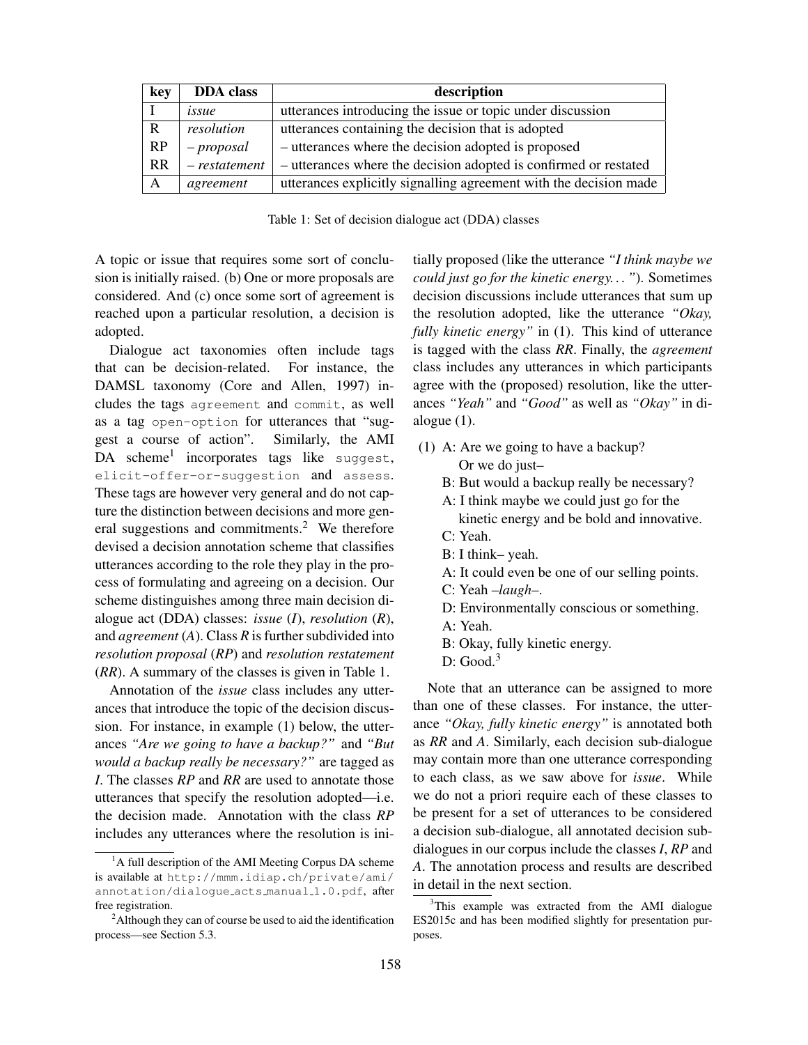| key | DDA class | description |
|---|---|---|
| I | *issue* | utterances introducing the issue or topic under discussion |
| R | *resolution* | utterances containing the decision that is adopted |
| RP | – *proposal* | – utterances where the decision adopted is proposed |
| RR | – *restatement* | – utterances where the decision adopted is confirmed or restated |
| A | *agreement* | utterances explicitly signalling agreement with the decision made |

Table 1: Set of decision dialogue act (DDA) classes

A topic or issue that requires some sort of conclusion is initially raised. (b) One or more proposals are considered. And (c) once some sort of agreement is reached upon a particular resolution, a decision is adopted.

Dialogue act taxonomies often include tags that can be decision-related. For instance, the DAMSL taxonomy (Core and Allen, 1997) includes the tags `agreement` and `commit`, as well as a tag `open-option` for utterances that "suggest a course of action". Similarly, the AMI DA scheme[1] incorporates tags like `suggest`, `elicit-offer-or-suggestion` and `assess`. These tags are however very general and do not capture the distinction between decisions and more general suggestions and commitments.[2] We therefore devised a decision annotation scheme that classifies utterances according to the role they play in the process of formulating and agreeing on a decision. Our scheme distinguishes among three main decision dialogue act (DDA) classes: *issue* (*I*), *resolution* (*R*), and *agreement* (*A*). Class ***R*** is further subdivided into *resolution proposal* (***RP***) and *resolution restatement* (***RR***). A summary of the classes is given in Table 1.

Annotation of the *issue* class includes any utterances that introduce the topic of the decision discussion. For instance, in example (1) below, the utterances *"Are we going to have a backup?"* and *"But would a backup really be necessary?"* are tagged as *I*. The classes ***RP*** and ***RR*** are used to annotate those utterances that specify the resolution adopted—i.e. the decision made. Annotation with the class ***RP*** includes any utterances where the resolution is initially proposed (like the utterance *"I think maybe we could just go for the kinetic energy..."*). Sometimes decision discussions include utterances that sum up the resolution adopted, like the utterance *"Okay, fully kinetic energy"* in (1). This kind of utterance is tagged with the class ***RR***. Finally, the *agreement* class includes any utterances in which participants agree with the (proposed) resolution, like the utterances *"Yeah"* and *"Good"* as well as *"Okay"* in dialogue (1).

(1) A: Are we going to have a backup?
    Or we do just–
  B: But would a backup really be necessary?
  A: I think maybe we could just go for the
    kinetic energy and be bold and innovative.
  C: Yeah.
  B: I think– yeah.
  A: It could even be one of our selling points.
  C: Yeah –*laugh*–.
  D: Environmentally conscious or something.
  A: Yeah.
  B: Okay, fully kinetic energy.
  D: Good.[3]

Note that an utterance can be assigned to more than one of these classes. For instance, the utterance *"Okay, fully kinetic energy"* is annotated both as ***RR*** and ***A***. Similarly, each decision sub-dialogue may contain more than one utterance corresponding to each class, as we saw above for *issue*. While we do not a priori require each of these classes to be present for a set of utterances to be considered a decision sub-dialogue, all annotated decision sub-dialogues in our corpus include the classes ***I***, ***RP*** and ***A***. The annotation process and results are described in detail in the next section.

[1] A full description of the AMI Meeting Corpus DA scheme is available at `http://mmm.idiap.ch/private/ami/annotation/dialogue_acts_manual_1.0.pdf`, after free registration.

[2] Although they can of course be used to aid the identification process—see Section 5.3.

[3] This example was extracted from the AMI dialogue ES2015c and has been modified slightly for presentation purposes.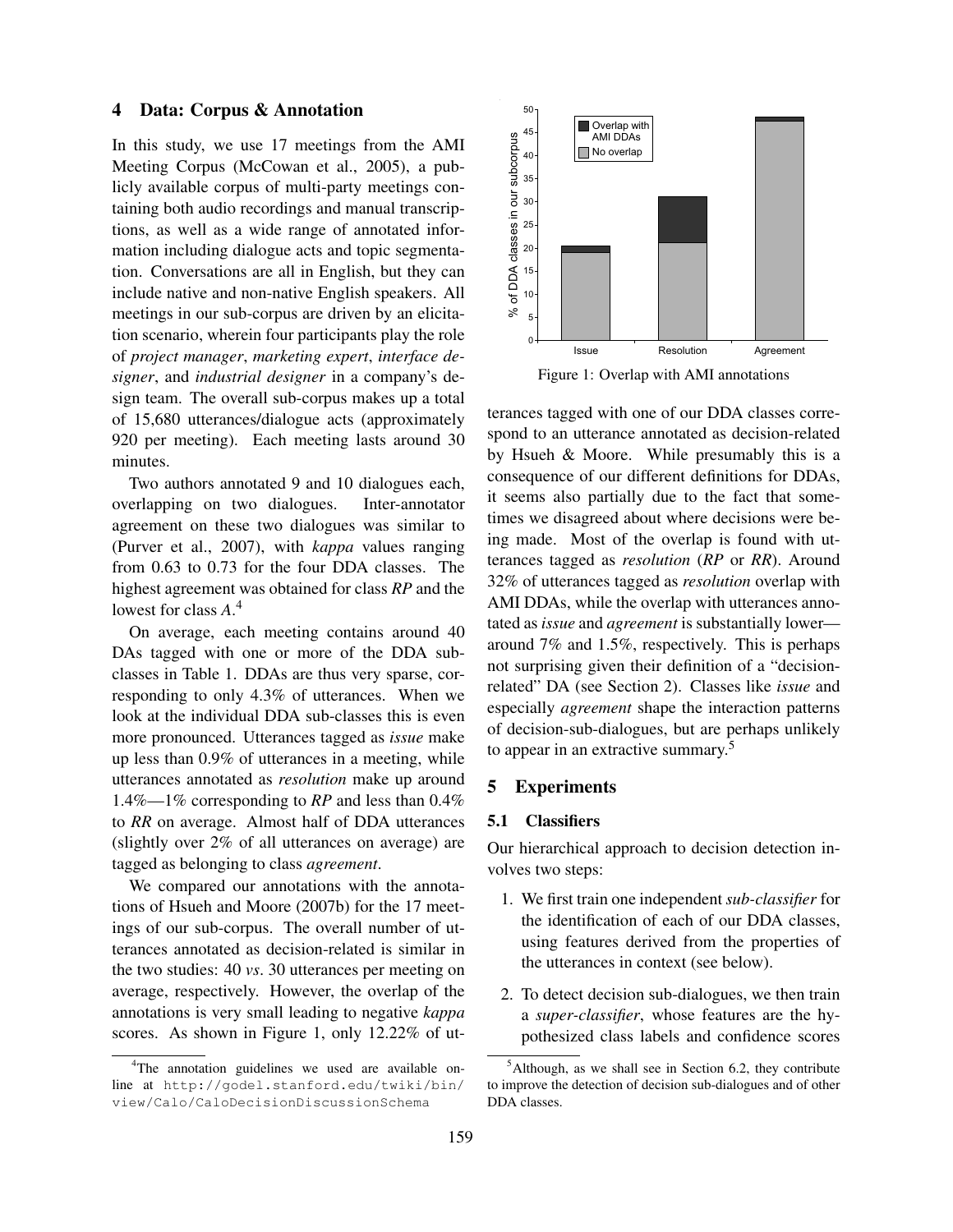## 4 Data: Corpus & Annotation

In this study, we use 17 meetings from the AMI Meeting Corpus (McCowan et al., 2005), a publicly available corpus of multi-party meetings containing both audio recordings and manual transcriptions, as well as a wide range of annotated information including dialogue acts and topic segmentation. Conversations are all in English, but they can include native and non-native English speakers. All meetings in our sub-corpus are driven by an elicitation scenario, wherein four participants play the role of *project manager*, *marketing expert*, *interface designer*, and *industrial designer* in a company's design team. The overall sub-corpus makes up a total of 15,680 utterances/dialogue acts (approximately 920 per meeting). Each meeting lasts around 30 minutes.

Two authors annotated 9 and 10 dialogues each, overlapping on two dialogues. Inter-annotator agreement on these two dialogues was similar to (Purver et al., 2007), with *kappa* values ranging from 0.63 to 0.73 for the four DDA classes. The highest agreement was obtained for class ***RP*** and the lowest for class ***A***.[4]

On average, each meeting contains around 40 DAs tagged with one or more of the DDA subclasses in Table 1. DDAs are thus very sparse, corresponding to only 4.3% of utterances. When we look at the individual DDA sub-classes this is even more pronounced. Utterances tagged as *issue* make up less than 0.9% of utterances in a meeting, while utterances annotated as *resolution* make up around 1.4%—1% corresponding to ***RP*** and less than 0.4% to ***RR*** on average. Almost half of DDA utterances (slightly over 2% of all utterances on average) are tagged as belonging to class *agreement*.

We compared our annotations with the annotations of Hsueh and Moore (2007b) for the 17 meetings of our sub-corpus. The overall number of utterances annotated as decision-related is similar in the two studies: 40 *vs*. 30 utterances per meeting on average, respectively. However, the overlap of the annotations is very small leading to negative *kappa* scores. As shown in Figure 1, only 12.22% of utterances tagged with one of our DDA classes correspond to an utterance annotated as decision-related by Hsueh & Moore. While presumably this is a consequence of our different definitions for DDAs, it seems also partially due to the fact that sometimes we disagreed about where decisions were being made. Most of the overlap is found with utterances tagged as *resolution* (***RP*** or ***RR***). Around 32% of utterances tagged as *resolution* overlap with AMI DDAs, while the overlap with utterances annotated as *issue* and *agreement* is substantially lower—around 7% and 1.5%, respectively. This is perhaps not surprising given their definition of a "decision-related" DA (see Section 2). Classes like *issue* and especially *agreement* shape the interaction patterns of decision-sub-dialogues, but are perhaps unlikely to appear in an extractive summary.[5]

Figure 1: Overlap with AMI annotations

## 5 Experiments

### 5.1 Classifiers

Our hierarchical approach to decision detection involves two steps:

1. We first train one independent *sub-classifier* for the identification of each of our DDA classes, using features derived from the properties of the utterances in context (see below).
2. To detect decision sub-dialogues, we then train a *super-classifier*, whose features are the hypothesized class labels and confidence scores

[4] The annotation guidelines we used are available online at http://godel.stanford.edu/twiki/bin/view/Calo/CaloDecisionDiscussionSchema

[5] Although, as we shall see in Section 6.2, they contribute to improve the detection of decision sub-dialogues and of other DDA classes.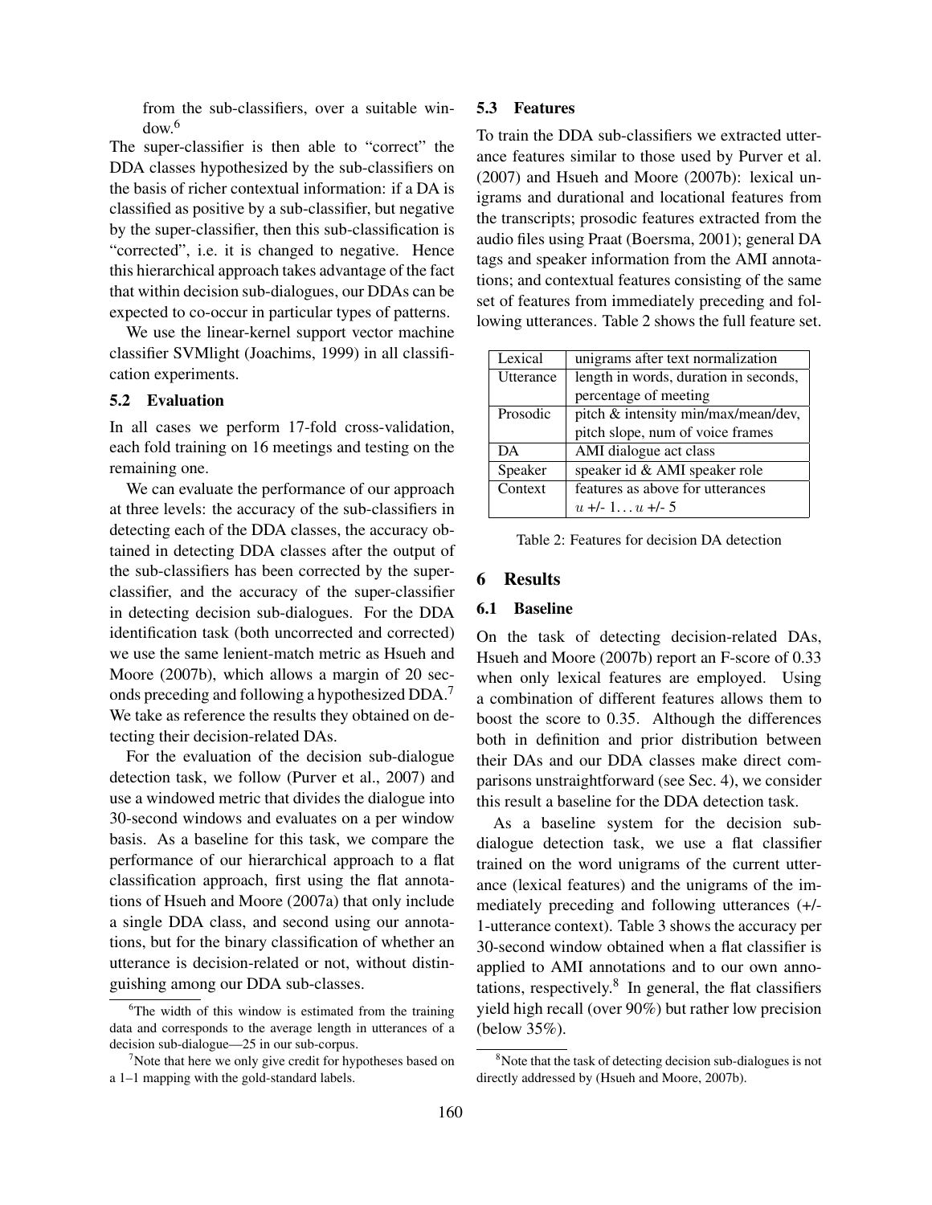from the sub-classifiers, over a suitable window.[6]

The super-classifier is then able to "correct" the DDA classes hypothesized by the sub-classifiers on the basis of richer contextual information: if a DA is classified as positive by a sub-classifier, but negative by the super-classifier, then this sub-classification is "corrected", i.e. it is changed to negative. Hence this hierarchical approach takes advantage of the fact that within decision sub-dialogues, our DDAs can be expected to co-occur in particular types of patterns.

We use the linear-kernel support vector machine classifier SVMlight (Joachims, 1999) in all classification experiments.

### 5.2 Evaluation

In all cases we perform 17-fold cross-validation, each fold training on 16 meetings and testing on the remaining one.

We can evaluate the performance of our approach at three levels: the accuracy of the sub-classifiers in detecting each of the DDA classes, the accuracy obtained in detecting DDA classes after the output of the sub-classifiers has been corrected by the super-classifier, and the accuracy of the super-classifier in detecting decision sub-dialogues. For the DDA identification task (both uncorrected and corrected) we use the same lenient-match metric as Hsueh and Moore (2007b), which allows a margin of 20 seconds preceding and following a hypothesized DDA.[7] We take as reference the results they obtained on detecting their decision-related DAs.

For the evaluation of the decision sub-dialogue detection task, we follow (Purver et al., 2007) and use a windowed metric that divides the dialogue into 30-second windows and evaluates on a per window basis. As a baseline for this task, we compare the performance of our hierarchical approach to a flat classification approach, first using the flat annotations of Hsueh and Moore (2007a) that only include a single DDA class, and second using our annotations, but for the binary classification of whether an utterance is decision-related or not, without distinguishing among our DDA sub-classes.

[6] The width of this window is estimated from the training data and corresponds to the average length in utterances of a decision sub-dialogue—25 in our sub-corpus.

[7] Note that here we only give credit for hypotheses based on a 1–1 mapping with the gold-standard labels.

### 5.3 Features

To train the DDA sub-classifiers we extracted utterance features similar to those used by Purver et al. (2007) and Hsueh and Moore (2007b): lexical unigrams and durational and locational features from the transcripts; prosodic features extracted from the audio files using Praat (Boersma, 2001); general DA tags and speaker information from the AMI annotations; and contextual features consisting of the same set of features from immediately preceding and following utterances. Table 2 shows the full feature set.

| | |
|---|---|
| Lexical | unigrams after text normalization |
| Utterance | length in words, duration in seconds, percentage of meeting |
| Prosodic | pitch & intensity min/max/mean/dev, pitch slope, num of voice frames |
| DA | AMI dialogue act class |
| Speaker | speaker id & AMI speaker role |
| Context | features as above for utterances $u$ +/- 1... $u$ +/- 5 |

Table 2: Features for decision DA detection

## 6 Results

### 6.1 Baseline

On the task of detecting decision-related DAs, Hsueh and Moore (2007b) report an F-score of 0.33 when only lexical features are employed. Using a combination of different features allows them to boost the score to 0.35. Although the differences both in definition and prior distribution between their DAs and our DDA classes make direct comparisons unstraightforward (see Sec. 4), we consider this result a baseline for the DDA detection task.

As a baseline system for the decision sub-dialogue detection task, we use a flat classifier trained on the word unigrams of the current utterance (lexical features) and the unigrams of the immediately preceding and following utterances (+/-1-utterance context). Table 3 shows the accuracy per 30-second window obtained when a flat classifier is applied to AMI annotations and to our own annotations, respectively.[8] In general, the flat classifiers yield high recall (over 90%) but rather low precision (below 35%).

[8] Note that the task of detecting decision sub-dialogues is not directly addressed by (Hsueh and Moore, 2007b).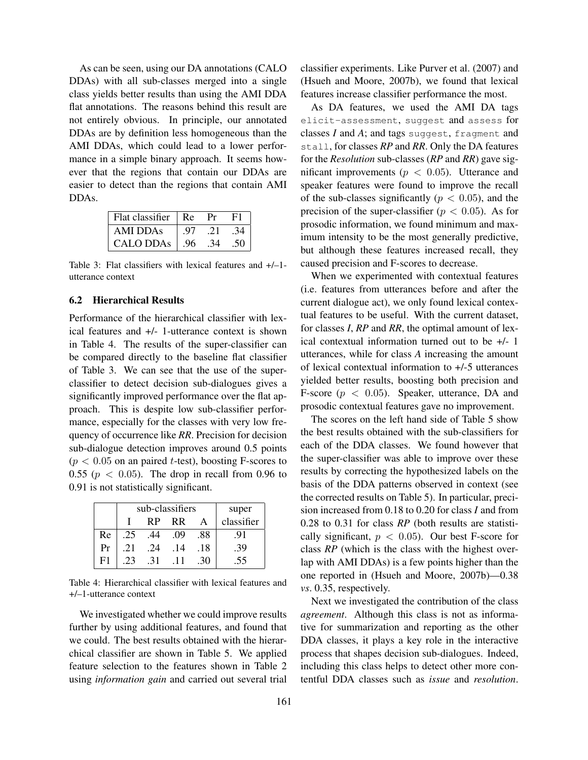As can be seen, using our DA annotations (CALO DDAs) with all sub-classes merged into a single class yields better results than using the AMI DDA flat annotations. The reasons behind this result are not entirely obvious. In principle, our annotated DDAs are by definition less homogeneous than the AMI DDAs, which could lead to a lower performance in a simple binary approach. It seems however that the regions that contain our DDAs are easier to detect than the regions that contain AMI DDAs.

| Flat classifier | Re | Pr | F1 |
|---|---|---|---|
| AMI DDAs | .97 | .21 | .34 |
| CALO DDAs | .96 | .34 | .50 |

Table 3: Flat classifiers with lexical features and +/–1-utterance context

## 6.2 Hierarchical Results

Performance of the hierarchical classifier with lexical features and +/- 1-utterance context is shown in Table 4. The results of the super-classifier can be compared directly to the baseline flat classifier of Table 3. We can see that the use of the super-classifier to detect decision sub-dialogues gives a significantly improved performance over the flat approach. This is despite low sub-classifier performance, especially for the classes with very low frequency of occurrence like ***RR***. Precision for decision sub-dialogue detection improves around 0.5 points ($p < 0.05$ on an paired $t$-test), boosting F-scores to 0.55 ($p < 0.05$). The drop in recall from 0.96 to 0.91 is not statistically significant.

| | sub-classifiers | | | | super |
|---|---|---|---|---|---|
| | I | RP | RR | A | classifier |
| Re | .25 | .44 | .09 | .88 | .91 |
| Pr | .21 | .24 | .14 | .18 | .39 |
| F1 | .23 | .31 | .11 | .30 | .55 |

Table 4: Hierarchical classifier with lexical features and +/–1-utterance context

We investigated whether we could improve results further by using additional features, and found that we could. The best results obtained with the hierarchical classifier are shown in Table 5. We applied feature selection to the features shown in Table 2 using *information gain* and carried out several trial classifier experiments. Like Purver et al. (2007) and (Hsueh and Moore, 2007b), we found that lexical features increase classifier performance the most.

As DA features, we used the AMI DA tags `elicit-assessment`, `suggest` and `assess` for classes ***I*** and ***A***; and tags `suggest`, `fragment` and `stall`, for classes ***RP*** and ***RR***. Only the DA features for the ***Resolution*** sub-classes (***RP*** and ***RR***) gave significant improvements ($p < 0.05$). Utterance and speaker features were found to improve the recall of the sub-classes significantly ($p < 0.05$), and the precision of the super-classifier ($p < 0.05$). As for prosodic information, we found minimum and maximum intensity to be the most generally predictive, but although these features increased recall, they caused precision and F-scores to decrease.

When we experimented with contextual features (i.e. features from utterances before and after the current dialogue act), we only found lexical contextual features to be useful. With the current dataset, for classes ***I***, ***RP*** and ***RR***, the optimal amount of lexical contextual information turned out to be +/- 1 utterances, while for class ***A*** increasing the amount of lexical contextual information to +/-5 utterances yielded better results, boosting both precision and F-score ($p < 0.05$). Speaker, utterance, DA and prosodic contextual features gave no improvement.

The scores on the left hand side of Table 5 show the best results obtained with the sub-classifiers for each of the DDA classes. We found however that the super-classifier was able to improve over these results by correcting the hypothesized labels on the basis of the DDA patterns observed in context (see the corrected results on Table 5). In particular, precision increased from 0.18 to 0.20 for class ***I*** and from 0.28 to 0.31 for class ***RP*** (both results are statistically significant, $p < 0.05$). Our best F-score for class ***RP*** (which is the class with the highest overlap with AMI DDAs) is a few points higher than the one reported in (Hsueh and Moore, 2007b)—0.38 *vs*. 0.35, respectively.

Next we investigated the contribution of the class *agreement*. Although this class is not as informative for summarization and reporting as the other DDA classes, it plays a key role in the interactive process that shapes decision sub-dialogues. Indeed, including this class helps to detect other more contentful DDA classes such as *issue* and *resolution*.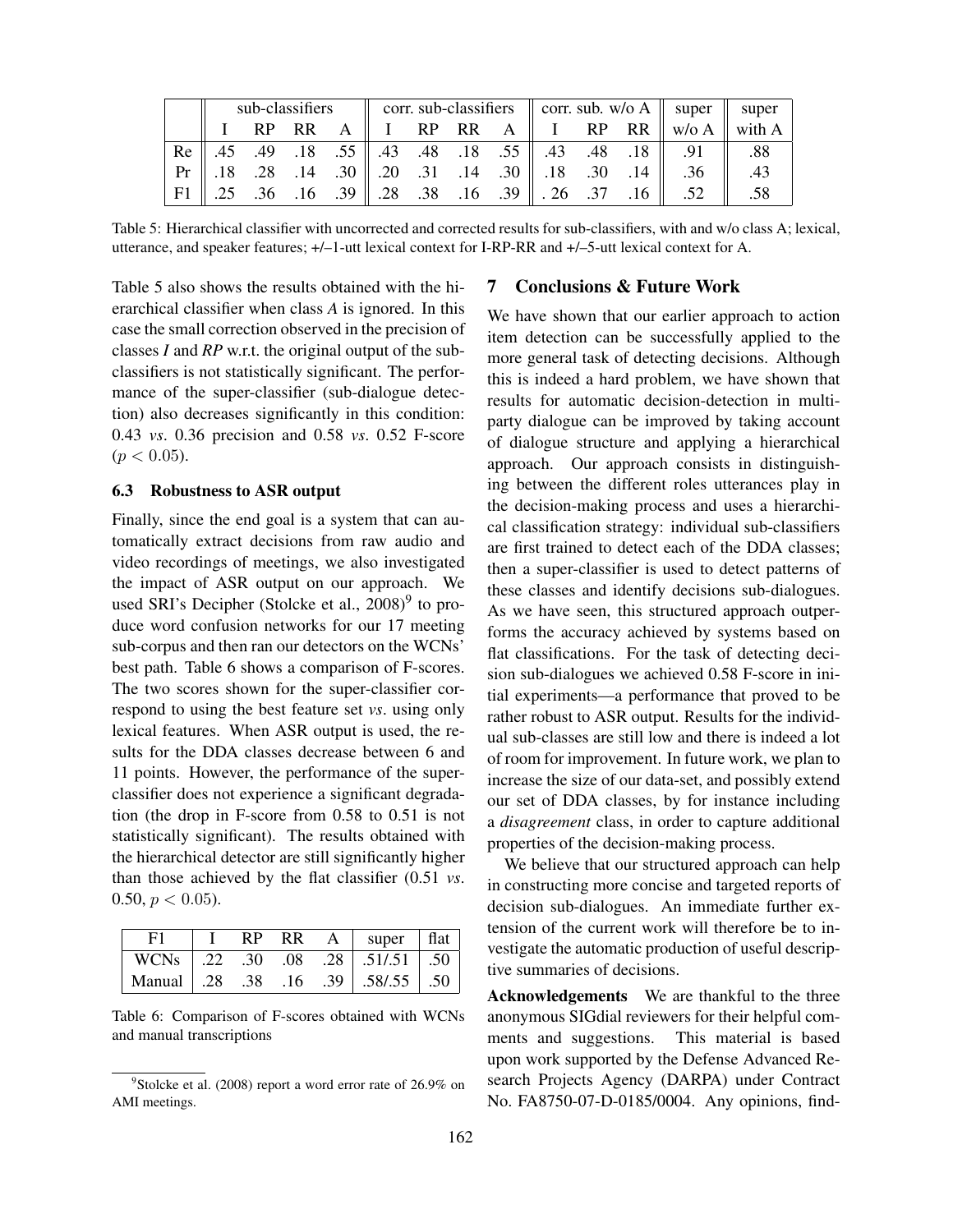| | sub-classifiers | | | | corr. sub-classifiers | | | | corr. sub. w/o A | | | super | super |
|---|---|---|---|---|---|---|---|---|---|---|---|---|---|
| | I | RP | RR | A | I | RP | RR | A | I | RP | RR | w/o A | with A |
| Re | .45 | .49 | .18 | .55 | .43 | .48 | .18 | .55 | .43 | .48 | .18 | .91 | .88 |
| Pr | .18 | .28 | .14 | .30 | .20 | .31 | .14 | .30 | .18 | .30 | .14 | .36 | .43 |
| F1 | .25 | .36 | .16 | .39 | .28 | .38 | .16 | .39 | . 26 | .37 | .16 | .52 | .58 |

Table 5: Hierarchical classifier with uncorrected and corrected results for sub-classifiers, with and w/o class A; lexical, utterance, and speaker features; +/–1-utt lexical context for I-RP-RR and +/–5-utt lexical context for A.

Table 5 also shows the results obtained with the hierarchical classifier when class *A* is ignored. In this case the small correction observed in the precision of classes *I* and *RP* w.r.t. the original output of the sub-classifiers is not statistically significant. The performance of the super-classifier (sub-dialogue detection) also decreases significantly in this condition: 0.43 *vs*. 0.36 precision and 0.58 *vs*. 0.52 F-score ($p < 0.05$).

### 6.3 Robustness to ASR output

Finally, since the end goal is a system that can automatically extract decisions from raw audio and video recordings of meetings, we also investigated the impact of ASR output on our approach. We used SRI's Decipher (Stolcke et al., 2008)[9] to produce word confusion networks for our 17 meeting sub-corpus and then ran our detectors on the WCNs' best path. Table 6 shows a comparison of F-scores. The two scores shown for the super-classifier correspond to using the best feature set *vs*. using only lexical features. When ASR output is used, the results for the DDA classes decrease between 6 and 11 points. However, the performance of the super-classifier does not experience a significant degradation (the drop in F-score from 0.58 to 0.51 is not statistically significant). The results obtained with the hierarchical detector are still significantly higher than those achieved by the flat classifier (0.51 *vs*. 0.50, $p < 0.05$).

| F1 | I | RP | RR | A | super | flat |
|---|---|---|---|---|---|---|
| WCNs | .22 | .30 | .08 | .28 | .51/.51 | .50 |
| Manual | .28 | .38 | .16 | .39 | .58/.55 | .50 |

Table 6: Comparison of F-scores obtained with WCNs and manual transcriptions

[9] Stolcke et al. (2008) report a word error rate of 26.9% on AMI meetings.

## 7 Conclusions & Future Work

We have shown that our earlier approach to action item detection can be successfully applied to the more general task of detecting decisions. Although this is indeed a hard problem, we have shown that results for automatic decision-detection in multi-party dialogue can be improved by taking account of dialogue structure and applying a hierarchical approach. Our approach consists in distinguishing between the different roles utterances play in the decision-making process and uses a hierarchical classification strategy: individual sub-classifiers are first trained to detect each of the DDA classes; then a super-classifier is used to detect patterns of these classes and identify decisions sub-dialogues. As we have seen, this structured approach outperforms the accuracy achieved by systems based on flat classifications. For the task of detecting decision sub-dialogues we achieved 0.58 F-score in initial experiments—a performance that proved to be rather robust to ASR output. Results for the individual sub-classes are still low and there is indeed a lot of room for improvement. In future work, we plan to increase the size of our data-set, and possibly extend our set of DDA classes, by for instance including a *disagreement* class, in order to capture additional properties of the decision-making process.

We believe that our structured approach can help in constructing more concise and targeted reports of decision sub-dialogues. An immediate further extension of the current work will therefore be to investigate the automatic production of useful descriptive summaries of decisions.

**Acknowledgements** We are thankful to the three anonymous SIGdial reviewers for their helpful comments and suggestions. This material is based upon work supported by the Defense Advanced Research Projects Agency (DARPA) under Contract No. FA8750-07-D-0185/0004. Any opinions, find-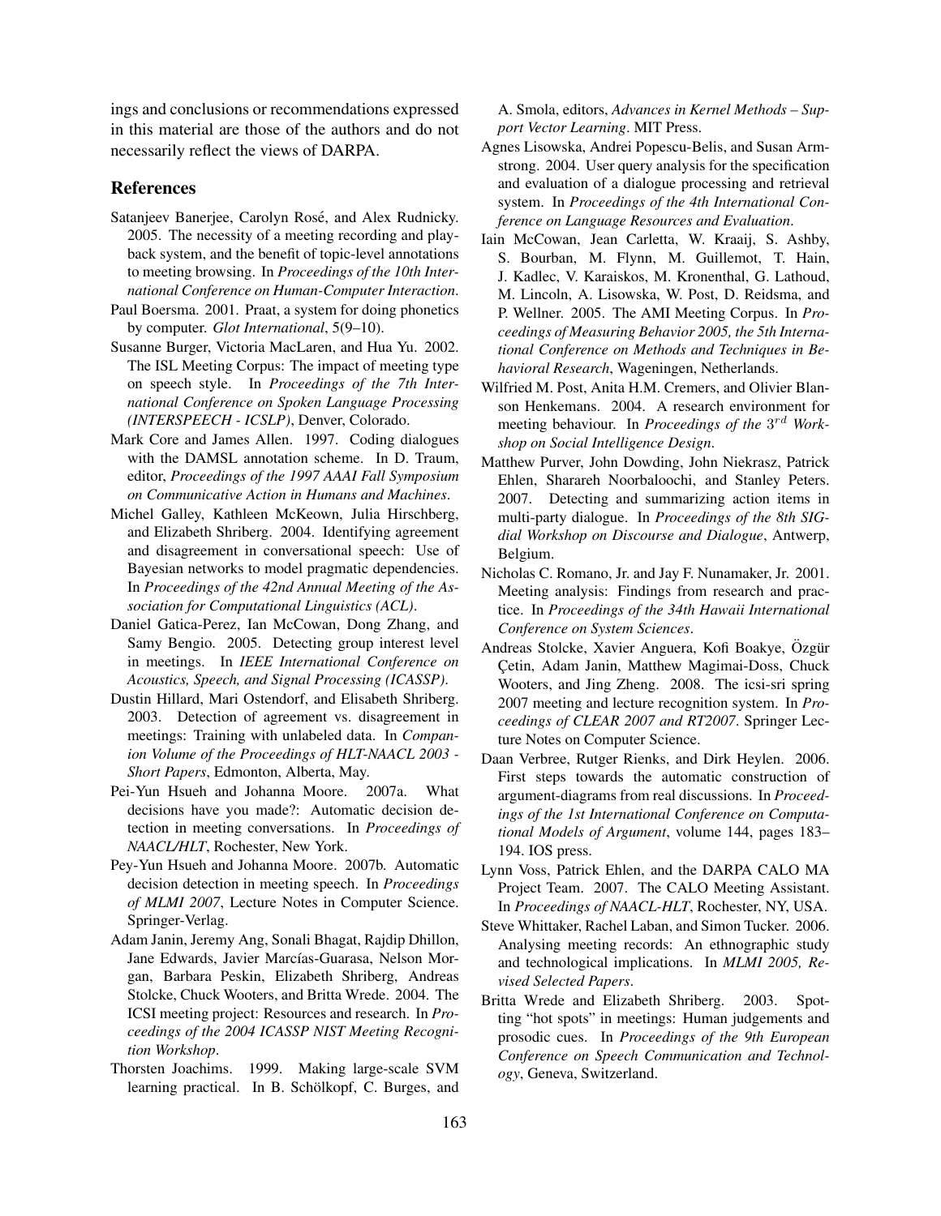ings and conclusions or recommendations expressed in this material are those of the authors and do not necessarily reflect the views of DARPA.

## References

Satanjeev Banerjee, Carolyn Rosé, and Alex Rudnicky. 2005. The necessity of a meeting recording and playback system, and the benefit of topic-level annotations to meeting browsing. In *Proceedings of the 10th International Conference on Human-Computer Interaction*.

Paul Boersma. 2001. Praat, a system for doing phonetics by computer. *Glot International*, 5(9–10).

Susanne Burger, Victoria MacLaren, and Hua Yu. 2002. The ISL Meeting Corpus: The impact of meeting type on speech style. In *Proceedings of the 7th International Conference on Spoken Language Processing (INTERSPEECH - ICSLP)*, Denver, Colorado.

Mark Core and James Allen. 1997. Coding dialogues with the DAMSL annotation scheme. In D. Traum, editor, *Proceedings of the 1997 AAAI Fall Symposium on Communicative Action in Humans and Machines*.

Michel Galley, Kathleen McKeown, Julia Hirschberg, and Elizabeth Shriberg. 2004. Identifying agreement and disagreement in conversational speech: Use of Bayesian networks to model pragmatic dependencies. In *Proceedings of the 42nd Annual Meeting of the Association for Computational Linguistics (ACL)*.

Daniel Gatica-Perez, Ian McCowan, Dong Zhang, and Samy Bengio. 2005. Detecting group interest level in meetings. In *IEEE International Conference on Acoustics, Speech, and Signal Processing (ICASSP)*.

Dustin Hillard, Mari Ostendorf, and Elisabeth Shriberg. 2003. Detection of agreement vs. disagreement in meetings: Training with unlabeled data. In *Companion Volume of the Proceedings of HLT-NAACL 2003 - Short Papers*, Edmonton, Alberta, May.

Pei-Yun Hsueh and Johanna Moore. 2007a. What decisions have you made?: Automatic decision detection in meeting conversations. In *Proceedings of NAACL/HLT*, Rochester, New York.

Pey-Yun Hsueh and Johanna Moore. 2007b. Automatic decision detection in meeting speech. In *Proceedings of MLMI 2007*, Lecture Notes in Computer Science. Springer-Verlag.

Adam Janin, Jeremy Ang, Sonali Bhagat, Rajdip Dhillon, Jane Edwards, Javier Marcías-Guarasa, Nelson Morgan, Barbara Peskin, Elizabeth Shriberg, Andreas Stolcke, Chuck Wooters, and Britta Wrede. 2004. The ICSI meeting project: Resources and research. In *Proceedings of the 2004 ICASSP NIST Meeting Recognition Workshop*.

Thorsten Joachims. 1999. Making large-scale SVM learning practical. In B. Schölkopf, C. Burges, and A. Smola, editors, *Advances in Kernel Methods – Support Vector Learning*. MIT Press.

Agnes Lisowska, Andrei Popescu-Belis, and Susan Armstrong. 2004. User query analysis for the specification and evaluation of a dialogue processing and retrieval system. In *Proceedings of the 4th International Conference on Language Resources and Evaluation*.

Iain McCowan, Jean Carletta, W. Kraaij, S. Ashby, S. Bourban, M. Flynn, M. Guillemot, T. Hain, J. Kadlec, V. Karaiskos, M. Kronenthal, G. Lathoud, M. Lincoln, A. Lisowska, W. Post, D. Reidsma, and P. Wellner. 2005. The AMI Meeting Corpus. In *Proceedings of Measuring Behavior 2005, the 5th International Conference on Methods and Techniques in Behavioral Research*, Wageningen, Netherlands.

Wilfried M. Post, Anita H.M. Cremers, and Olivier Blanson Henkemans. 2004. A research environment for meeting behaviour. In *Proceedings of the 3rd Workshop on Social Intelligence Design*.

Matthew Purver, John Dowding, John Niekrasz, Patrick Ehlen, Sharareh Noorbaloochi, and Stanley Peters. 2007. Detecting and summarizing action items in multi-party dialogue. In *Proceedings of the 8th SIGdial Workshop on Discourse and Dialogue*, Antwerp, Belgium.

Nicholas C. Romano, Jr. and Jay F. Nunamaker, Jr. 2001. Meeting analysis: Findings from research and practice. In *Proceedings of the 34th Hawaii International Conference on System Sciences*.

Andreas Stolcke, Xavier Anguera, Kofi Boakye, Özgür Çetin, Adam Janin, Matthew Magimai-Doss, Chuck Wooters, and Jing Zheng. 2008. The icsi-sri spring 2007 meeting and lecture recognition system. In *Proceedings of CLEAR 2007 and RT2007*. Springer Lecture Notes on Computer Science.

Daan Verbree, Rutger Rienks, and Dirk Heylen. 2006. First steps towards the automatic construction of argument-diagrams from real discussions. In *Proceedings of the 1st International Conference on Computational Models of Argument*, volume 144, pages 183–194. IOS press.

Lynn Voss, Patrick Ehlen, and the DARPA CALO MA Project Team. 2007. The CALO Meeting Assistant. In *Proceedings of NAACL-HLT*, Rochester, NY, USA.

Steve Whittaker, Rachel Laban, and Simon Tucker. 2006. Analysing meeting records: An ethnographic study and technological implications. In *MLMI 2005, Revised Selected Papers*.

Britta Wrede and Elizabeth Shriberg. 2003. Spotting "hot spots" in meetings: Human judgements and prosodic cues. In *Proceedings of the 9th European Conference on Speech Communication and Technology*, Geneva, Switzerland.